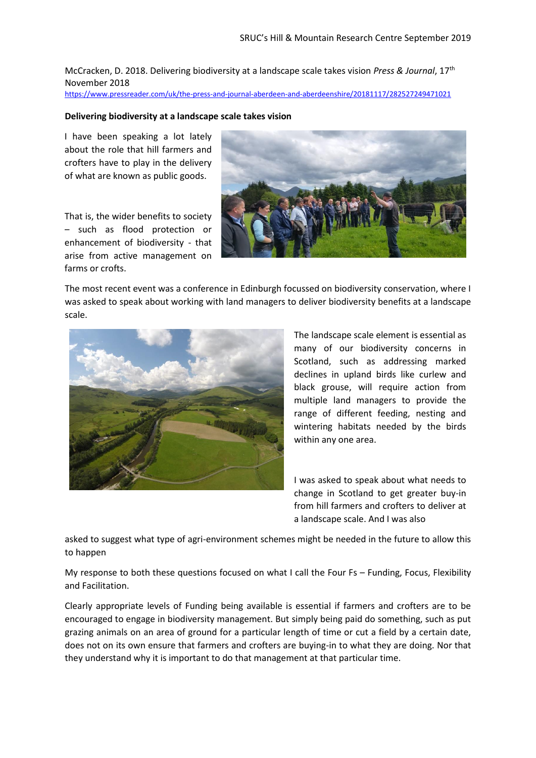McCracken, D. 2018. Delivering biodiversity at a landscape scale takes vision *Press & Journal*, 17th November 2018
https://www.pressreader.com/uk/the-press-and-journal-aberdeen-and-aberdeenshire/20181117/282527249471021

**Delivering biodiversity at a landscape scale takes vision**

I have been speaking a lot lately about the role that hill farmers and crofters have to play in the delivery of what are known as public goods.

That is, the wider benefits to society – such as flood protection or enhancement of biodiversity - that arise from active management on farms or crofts.

The most recent event was a conference in Edinburgh focussed on biodiversity conservation, where I was asked to speak about working with land managers to deliver biodiversity benefits at a landscape scale.

The landscape scale element is essential as many of our biodiversity concerns in Scotland, such as addressing marked declines in upland birds like curlew and black grouse, will require action from multiple land managers to provide the range of different feeding, nesting and wintering habitats needed by the birds within any one area.

I was asked to speak about what needs to change in Scotland to get greater buy-in from hill farmers and crofters to deliver at a landscape scale. And I was also asked to suggest what type of agri-environment schemes might be needed in the future to allow this to happen

My response to both these questions focused on what I call the Four Fs – Funding, Focus, Flexibility and Facilitation.

Clearly appropriate levels of Funding being available is essential if farmers and crofters are to be encouraged to engage in biodiversity management. But simply being paid do something, such as put grazing animals on an area of ground for a particular length of time or cut a field by a certain date, does not on its own ensure that farmers and crofters are buying-in to what they are doing. Nor that they understand why it is important to do that management at that particular time.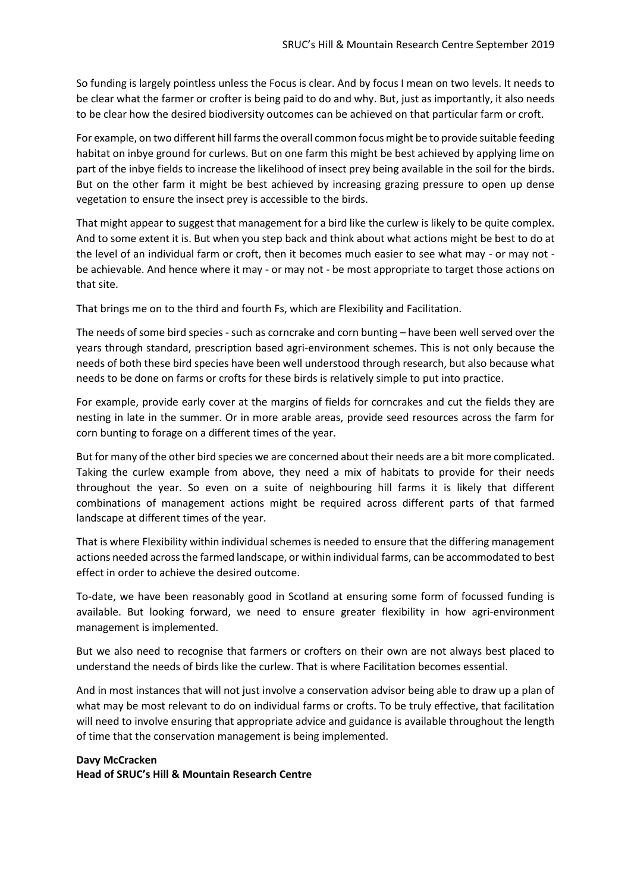So funding is largely pointless unless the Focus is clear. And by focus I mean on two levels. It needs to be clear what the farmer or crofter is being paid to do and why. But, just as importantly, it also needs to be clear how the desired biodiversity outcomes can be achieved on that particular farm or croft.

For example, on two different hill farms the overall common focus might be to provide suitable feeding habitat on inbye ground for curlews. But on one farm this might be best achieved by applying lime on part of the inbye fields to increase the likelihood of insect prey being available in the soil for the birds. But on the other farm it might be best achieved by increasing grazing pressure to open up dense vegetation to ensure the insect prey is accessible to the birds.

That might appear to suggest that management for a bird like the curlew is likely to be quite complex. And to some extent it is. But when you step back and think about what actions might be best to do at the level of an individual farm or croft, then it becomes much easier to see what may - or may not - be achievable. And hence where it may - or may not - be most appropriate to target those actions on that site.

That brings me on to the third and fourth Fs, which are Flexibility and Facilitation.

The needs of some bird species - such as corncrake and corn bunting – have been well served over the years through standard, prescription based agri-environment schemes. This is not only because the needs of both these bird species have been well understood through research, but also because what needs to be done on farms or crofts for these birds is relatively simple to put into practice.

For example, provide early cover at the margins of fields for corncrakes and cut the fields they are nesting in late in the summer. Or in more arable areas, provide seed resources across the farm for corn bunting to forage on a different times of the year.

But for many of the other bird species we are concerned about their needs are a bit more complicated. Taking the curlew example from above, they need a mix of habitats to provide for their needs throughout the year. So even on a suite of neighbouring hill farms it is likely that different combinations of management actions might be required across different parts of that farmed landscape at different times of the year.

That is where Flexibility within individual schemes is needed to ensure that the differing management actions needed across the farmed landscape, or within individual farms, can be accommodated to best effect in order to achieve the desired outcome.

To-date, we have been reasonably good in Scotland at ensuring some form of focussed funding is available. But looking forward, we need to ensure greater flexibility in how agri-environment management is implemented.

But we also need to recognise that farmers or crofters on their own are not always best placed to understand the needs of birds like the curlew. That is where Facilitation becomes essential.

And in most instances that will not just involve a conservation advisor being able to draw up a plan of what may be most relevant to do on individual farms or crofts. To be truly effective, that facilitation will need to involve ensuring that appropriate advice and guidance is available throughout the length of time that the conservation management is being implemented.

**Davy McCracken**
**Head of SRUC's Hill & Mountain Research Centre**